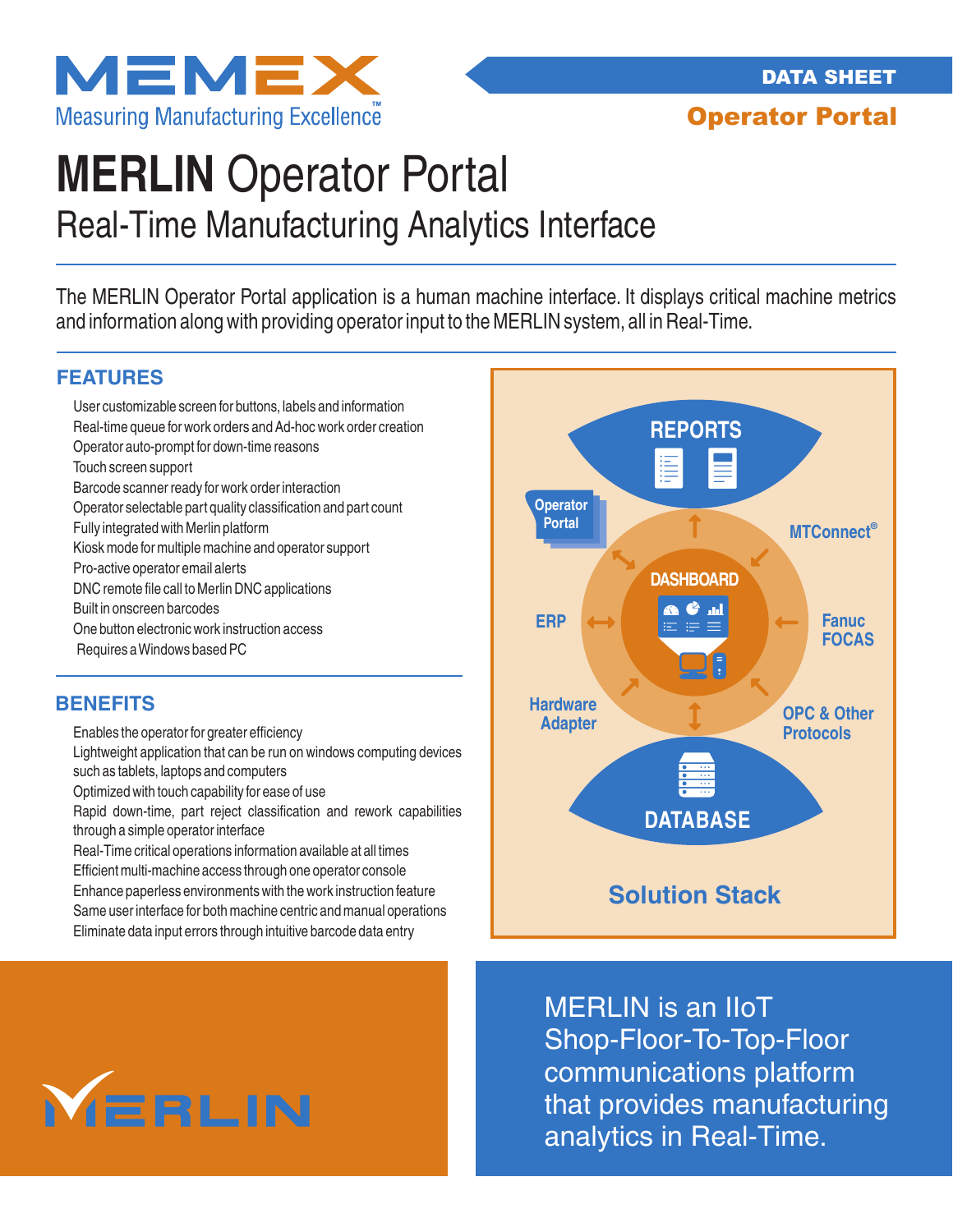MEMEX

Measuring Manufacturing Excellence™

DATA SHEET

**Operator Portal**

# **MERLIN** Operator Portal

## Real-Time Manufacturing Analytics Interface

The MERLIN Operator Portal application is a human machine interface. It displays critical machine metrics and information along with providing operator input to the MERLIN system, all in Real-Time.

### FEATURES

- User customizable screen for buttons, labels and information
- Real-time queue for work orders and Ad-hoc work order creation
- Operator auto-prompt for down-time reasons
- Touch screen support
- Barcode scanner ready for work order interaction
- Operator selectable part quality classification and part count
- Fully integrated with Merlin platform
- Kiosk mode for multiple machine and operator support
- Pro-active operator email alerts
- DNC remote file call to Merlin DNC applications
- Built in onscreen barcodes
- One button electronic work instruction access
- Requires a Windows based PC

### BENEFITS

- Enables the operator for greater efficiency
- Lightweight application that can be run on windows computing devices such as tablets, laptops and computers
- Optimized with touch capability for ease of use
- Rapid down-time, part reject classification and rework capabilities through a simple operator interface
- Real-Time critical operations information available at all times
- Efficient multi-machine access through one operator console
- Enhance paperless environments with the work instruction feature
- Same user interface for both machine centric and manual operations
- Eliminate data input errors through intuitive barcode data entry

REPORTS

Operator Portal

MTConnect®

DASHBOARD

ERP

Fanuc FOCAS

Hardware Adapter

OPC & Other Protocols

DATABASE

**Solution Stack**

MERLIN

MERLIN is an IIoT Shop-Floor-To-Top-Floor communications platform that provides manufacturing analytics in Real-Time.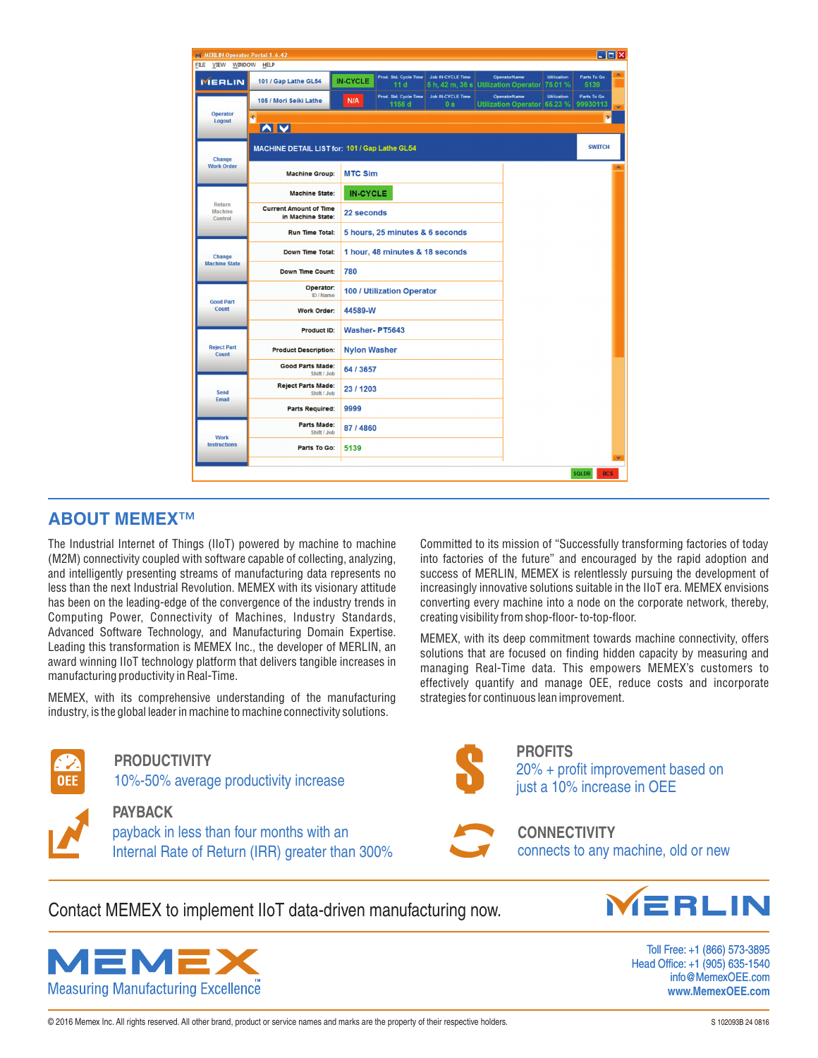## ABOUT MEMEX™

The Industrial Internet of Things (IIoT) powered by machine to machine (M2M) connectivity coupled with software capable of collecting, analyzing, and intelligently presenting streams of manufacturing data represents no less than the next Industrial Revolution. MEMEX with its visionary attitude has been on the leading-edge of the convergence of the industry trends in Computing Power, Connectivity of Machines, Industry Standards, Advanced Software Technology, and Manufacturing Domain Expertise. Leading this transformation is MEMEX Inc., the developer of MERLIN, an award winning IIoT technology platform that delivers tangible increases in manufacturing productivity in Real-Time.

MEMEX, with its comprehensive understanding of the manufacturing industry, is the global leader in machine to machine connectivity solutions.

Committed to its mission of "Successfully transforming factories of today into factories of the future" and encouraged by the rapid adoption and success of MERLIN, MEMEX is relentlessly pursuing the development of increasingly innovative solutions suitable in the IIoT era. MEMEX envisions converting every machine into a node on the corporate network, thereby, creating visibility from shop-floor-to-top-floor.

MEMEX, with its deep commitment towards machine connectivity, offers solutions that are focused on finding hidden capacity by measuring and managing Real-Time data. This empowers MEMEX's customers to effectively quantify and manage OEE, reduce costs and incorporate strategies for continuous lean improvement.

### PRODUCTIVITY
10%-50% average productivity increase

### PAYBACK
payback in less than four months with an Internal Rate of Return (IRR) greater than 300%

### PROFITS
20% + profit improvement based on just a 10% increase in OEE

### CONNECTIVITY
connects to any machine, old or new

Contact MEMEX to implement IIoT data-driven manufacturing now.

MERLIN

MEMEX
Measuring Manufacturing Excellence™

Toll Free: +1 (866) 573-3895
Head Office: +1 (905) 635-1540
info@MemexOEE.com
www.MemexOEE.com

© 2016 Memex Inc. All rights reserved. All other brand, product or service names and marks are the property of their respective holders.

S 102093B 24 0816